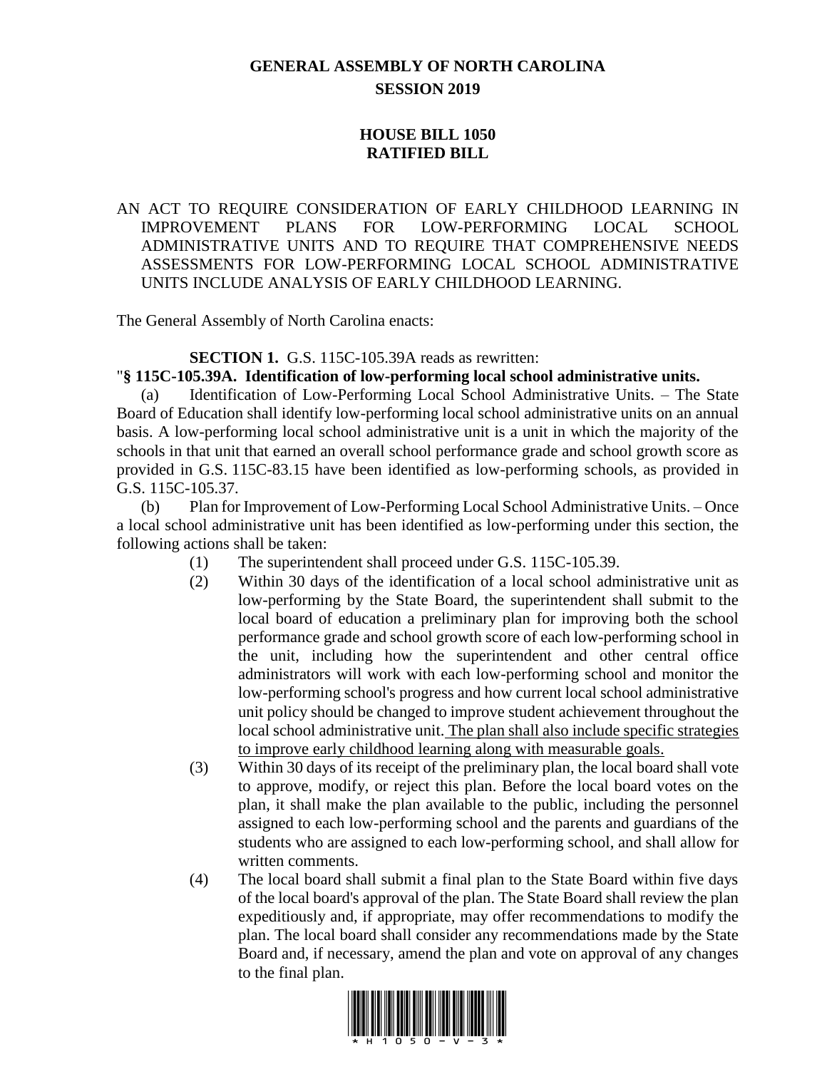# GENERAL ASSEMBLY OF NORTH CAROLINA
## SESSION 2019

## HOUSE BILL 1050
## RATIFIED BILL

AN ACT TO REQUIRE CONSIDERATION OF EARLY CHILDHOOD LEARNING IN IMPROVEMENT PLANS FOR LOW-PERFORMING LOCAL SCHOOL ADMINISTRATIVE UNITS AND TO REQUIRE THAT COMPREHENSIVE NEEDS ASSESSMENTS FOR LOW-PERFORMING LOCAL SCHOOL ADMINISTRATIVE UNITS INCLUDE ANALYSIS OF EARLY CHILDHOOD LEARNING.

The General Assembly of North Carolina enacts:

**SECTION 1.** G.S. 115C-105.39A reads as rewritten:

"**§ 115C-105.39A. Identification of low-performing local school administrative units.**

(a) Identification of Low-Performing Local School Administrative Units. – The State Board of Education shall identify low-performing local school administrative units on an annual basis. A low-performing local school administrative unit is a unit in which the majority of the schools in that unit that earned an overall school performance grade and school growth score as provided in G.S. 115C-83.15 have been identified as low-performing schools, as provided in G.S. 115C-105.37.

(b) Plan for Improvement of Low-Performing Local School Administrative Units. – Once a local school administrative unit has been identified as low-performing under this section, the following actions shall be taken:

(1) The superintendent shall proceed under G.S. 115C-105.39.

(2) Within 30 days of the identification of a local school administrative unit as low-performing by the State Board, the superintendent shall submit to the local board of education a preliminary plan for improving both the school performance grade and school growth score of each low-performing school in the unit, including how the superintendent and other central office administrators will work with each low-performing school and monitor the low-performing school's progress and how current local school administrative unit policy should be changed to improve student achievement throughout the local school administrative unit. <u>The plan shall also include specific strategies to improve early childhood learning along with measurable goals.</u>

(3) Within 30 days of its receipt of the preliminary plan, the local board shall vote to approve, modify, or reject this plan. Before the local board votes on the plan, it shall make the plan available to the public, including the personnel assigned to each low-performing school and the parents and guardians of the students who are assigned to each low-performing school, and shall allow for written comments.

(4) The local board shall submit a final plan to the State Board within five days of the local board's approval of the plan. The State Board shall review the plan expeditiously and, if appropriate, may offer recommendations to modify the plan. The local board shall consider any recommendations made by the State Board and, if necessary, amend the plan and vote on approval of any changes to the final plan.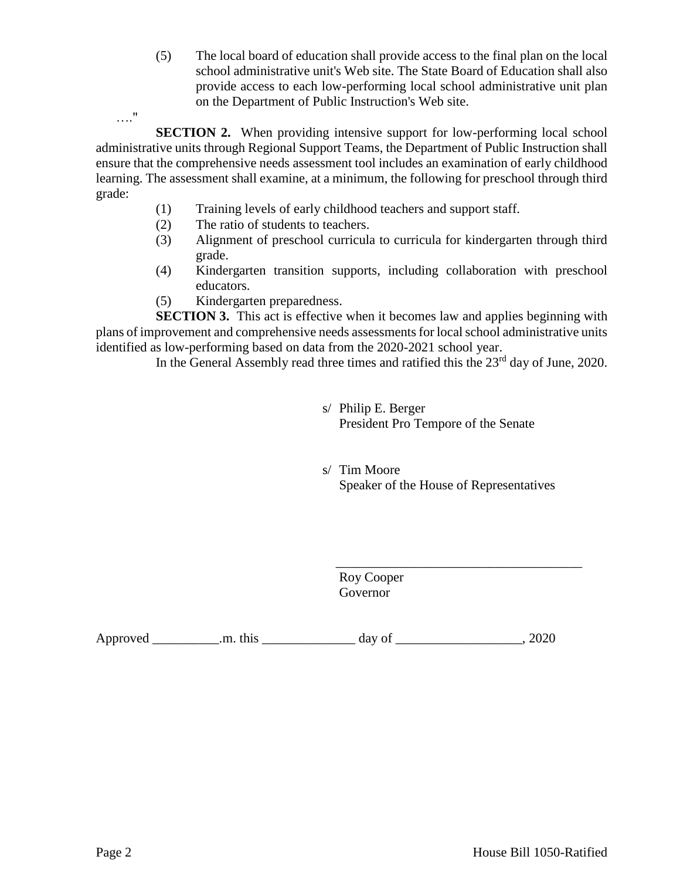(5) The local board of education shall provide access to the final plan on the local school administrative unit's Web site. The State Board of Education shall also provide access to each low-performing local school administrative unit plan on the Department of Public Instruction's Web site.

…."

**SECTION 2.** When providing intensive support for low-performing local school administrative units through Regional Support Teams, the Department of Public Instruction shall ensure that the comprehensive needs assessment tool includes an examination of early childhood learning. The assessment shall examine, at a minimum, the following for preschool through third grade:

(1) Training levels of early childhood teachers and support staff.

(2) The ratio of students to teachers.

(3) Alignment of preschool curricula to curricula for kindergarten through third grade.

(4) Kindergarten transition supports, including collaboration with preschool educators.

(5) Kindergarten preparedness.

**SECTION 3.** This act is effective when it becomes law and applies beginning with plans of improvement and comprehensive needs assessments for local school administrative units identified as low-performing based on data from the 2020-2021 school year.

In the General Assembly read three times and ratified this the 23rd day of June, 2020.

s/ Philip E. Berger
President Pro Tempore of the Senate

s/ Tim Moore
Speaker of the House of Representatives

_____________________________________
Roy Cooper
Governor

Approved __________.m. this ______________ day of ___________________, 2020